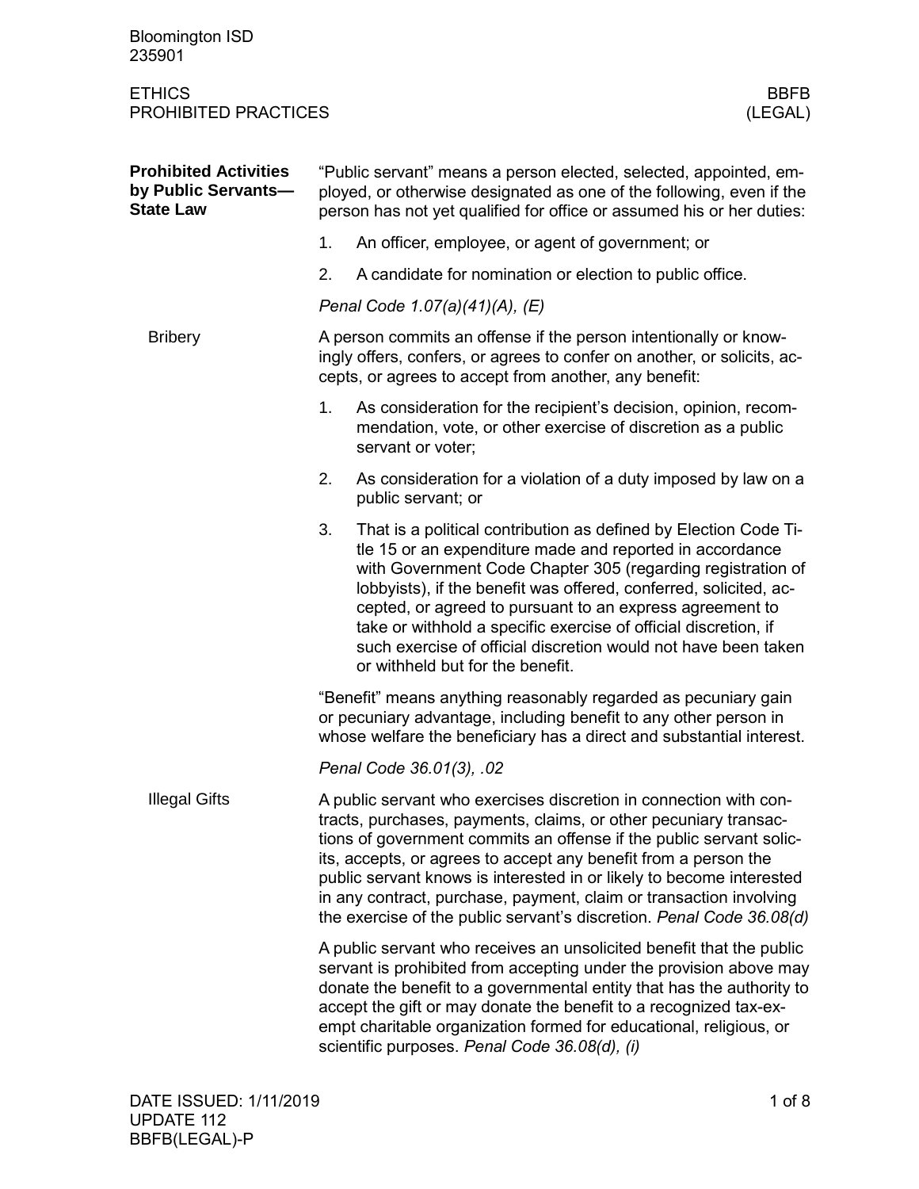## Prohibited Activities by Public Servants—State Law

"Public servant" means a person elected, selected, appointed, employed, or otherwise designated as one of the following, even if the person has not yet qualified for office or assumed his or her duties:

1. An officer, employee, or agent of government; or
2. A candidate for nomination or election to public office.

*Penal Code 1.07(a)(41)(A), (E)*

### Bribery

A person commits an offense if the person intentionally or knowingly offers, confers, or agrees to confer on another, or solicits, accepts, or agrees to accept from another, any benefit:

1. As consideration for the recipient's decision, opinion, recommendation, vote, or other exercise of discretion as a public servant or voter;
2. As consideration for a violation of a duty imposed by law on a public servant; or
3. That is a political contribution as defined by Election Code Title 15 or an expenditure made and reported in accordance with Government Code Chapter 305 (regarding registration of lobbyists), if the benefit was offered, conferred, solicited, accepted, or agreed to pursuant to an express agreement to take or withhold a specific exercise of official discretion, if such exercise of official discretion would not have been taken or withheld but for the benefit.

"Benefit" means anything reasonably regarded as pecuniary gain or pecuniary advantage, including benefit to any other person in whose welfare the beneficiary has a direct and substantial interest.

*Penal Code 36.01(3), .02*

### Illegal Gifts

A public servant who exercises discretion in connection with contracts, purchases, payments, claims, or other pecuniary transactions of government commits an offense if the public servant solicits, accepts, or agrees to accept any benefit from a person the public servant knows is interested in or likely to become interested in any contract, purchase, payment, claim or transaction involving the exercise of the public servant's discretion. *Penal Code 36.08(d)*

A public servant who receives an unsolicited benefit that the public servant is prohibited from accepting under the provision above may donate the benefit to a governmental entity that has the authority to accept the gift or may donate the benefit to a recognized tax-exempt charitable organization formed for educational, religious, or scientific purposes. *Penal Code 36.08(d), (i)*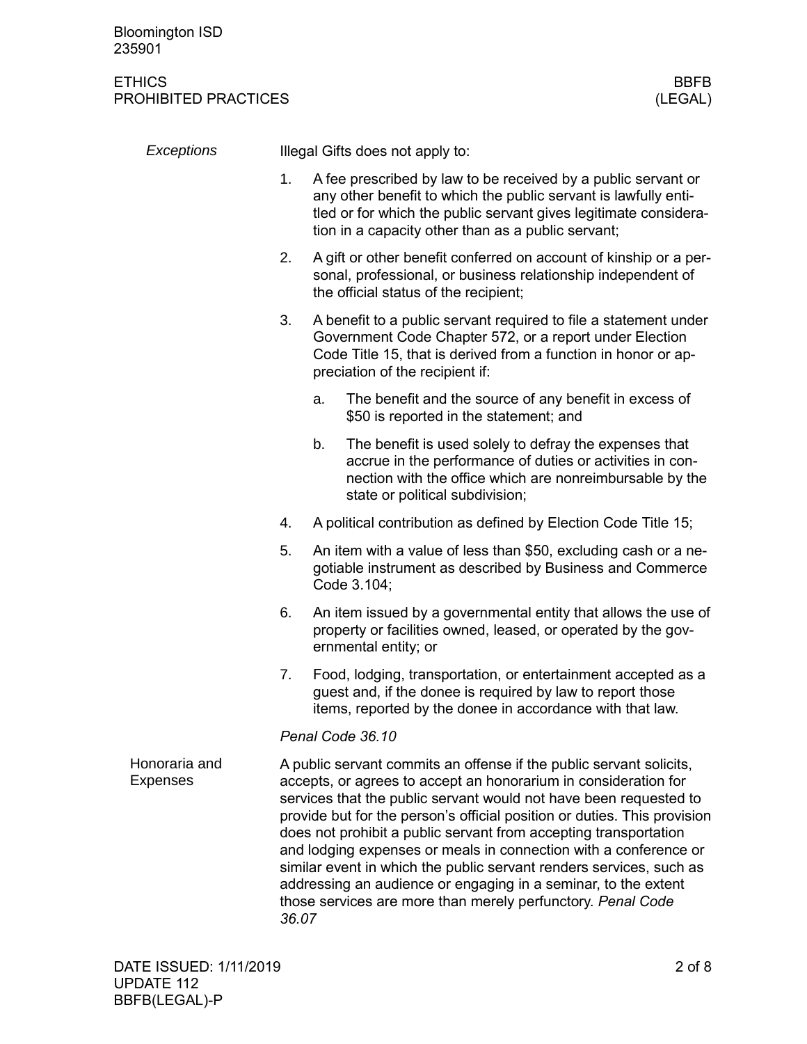*Exceptions*

Illegal Gifts does not apply to:

1. A fee prescribed by law to be received by a public servant or any other benefit to which the public servant is lawfully entitled or for which the public servant gives legitimate consideration in a capacity other than as a public servant;
2. A gift or other benefit conferred on account of kinship or a personal, professional, or business relationship independent of the official status of the recipient;
3. A benefit to a public servant required to file a statement under Government Code Chapter 572, or a report under Election Code Title 15, that is derived from a function in honor or appreciation of the recipient if:
   a. The benefit and the source of any benefit in excess of $50 is reported in the statement; and
   b. The benefit is used solely to defray the expenses that accrue in the performance of duties or activities in connection with the office which are nonreimbursable by the state or political subdivision;
4. A political contribution as defined by Election Code Title 15;
5. An item with a value of less than $50, excluding cash or a negotiable instrument as described by Business and Commerce Code 3.104;
6. An item issued by a governmental entity that allows the use of property or facilities owned, leased, or operated by the governmental entity; or
7. Food, lodging, transportation, or entertainment accepted as a guest and, if the donee is required by law to report those items, reported by the donee in accordance with that law.

*Penal Code 36.10*

Honoraria and Expenses

A public servant commits an offense if the public servant solicits, accepts, or agrees to accept an honorarium in consideration for services that the public servant would not have been requested to provide but for the person's official position or duties. This provision does not prohibit a public servant from accepting transportation and lodging expenses or meals in connection with a conference or similar event in which the public servant renders services, such as addressing an audience or engaging in a seminar, to the extent those services are more than merely perfunctory. *Penal Code 36.07*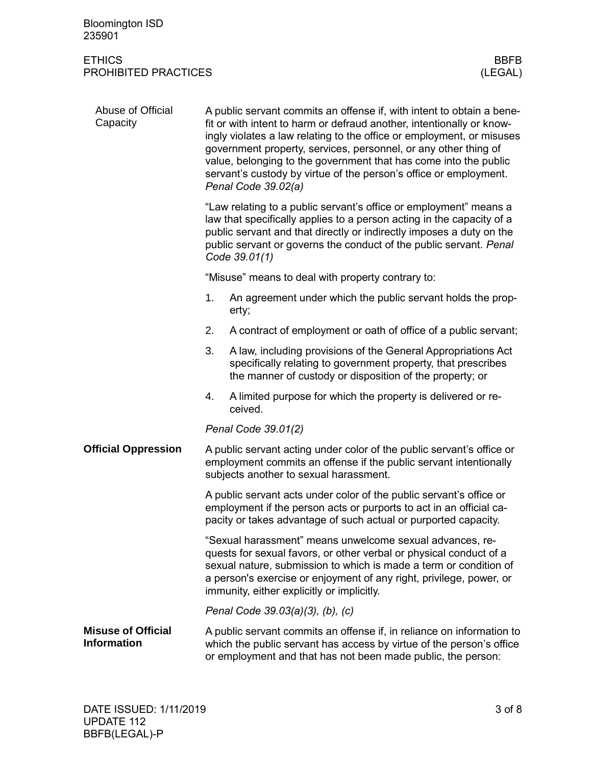### Abuse of Official Capacity

A public servant commits an offense if, with intent to obtain a benefit or with intent to harm or defraud another, intentionally or knowingly violates a law relating to the office or employment, or misuses government property, services, personnel, or any other thing of value, belonging to the government that has come into the public servant's custody by virtue of the person's office or employment. *Penal Code 39.02(a)*

"Law relating to a public servant's office or employment" means a law that specifically applies to a person acting in the capacity of a public servant and that directly or indirectly imposes a duty on the public servant or governs the conduct of the public servant. *Penal Code 39.01(1)*

"Misuse" means to deal with property contrary to:

1. An agreement under which the public servant holds the property;
2. A contract of employment or oath of office of a public servant;
3. A law, including provisions of the General Appropriations Act specifically relating to government property, that prescribes the manner of custody or disposition of the property; or
4. A limited purpose for which the property is delivered or received.

*Penal Code 39.01(2)*

## Official Oppression

A public servant acting under color of the public servant's office or employment commits an offense if the public servant intentionally subjects another to sexual harassment.

A public servant acts under color of the public servant's office or employment if the person acts or purports to act in an official capacity or takes advantage of such actual or purported capacity.

"Sexual harassment" means unwelcome sexual advances, requests for sexual favors, or other verbal or physical conduct of a sexual nature, submission to which is made a term or condition of a person's exercise or enjoyment of any right, privilege, power, or immunity, either explicitly or implicitly.

*Penal Code 39.03(a)(3), (b), (c)*

## Misuse of Official Information

A public servant commits an offense if, in reliance on information to which the public servant has access by virtue of the person's office or employment and that has not been made public, the person: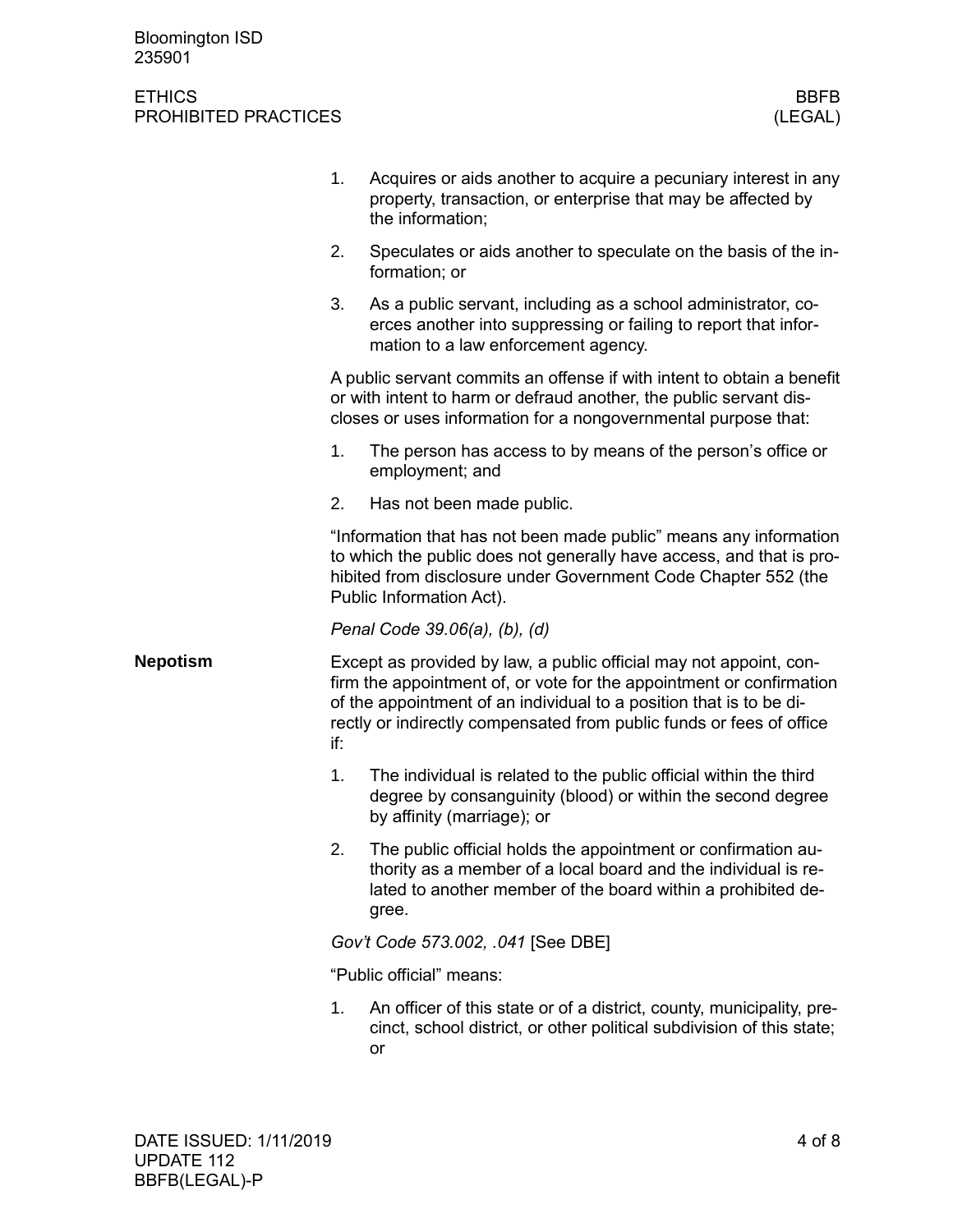1. Acquires or aids another to acquire a pecuniary interest in any property, transaction, or enterprise that may be affected by the information;
2. Speculates or aids another to speculate on the basis of the information; or
3. As a public servant, including as a school administrator, coerces another into suppressing or failing to report that information to a law enforcement agency.

A public servant commits an offense if with intent to obtain a benefit or with intent to harm or defraud another, the public servant discloses or uses information for a nongovernmental purpose that:

1. The person has access to by means of the person's office or employment; and
2. Has not been made public.

"Information that has not been made public" means any information to which the public does not generally have access, and that is prohibited from disclosure under Government Code Chapter 552 (the Public Information Act).

*Penal Code 39.06(a), (b), (d)*

**Nepotism**

Except as provided by law, a public official may not appoint, confirm the appointment of, or vote for the appointment or confirmation of the appointment of an individual to a position that is to be directly or indirectly compensated from public funds or fees of office if:

1. The individual is related to the public official within the third degree by consanguinity (blood) or within the second degree by affinity (marriage); or
2. The public official holds the appointment or confirmation authority as a member of a local board and the individual is related to another member of the board within a prohibited degree.

*Gov't Code 573.002, .041* [See DBE]

"Public official" means:

1. An officer of this state or of a district, county, municipality, precinct, school district, or other political subdivision of this state; or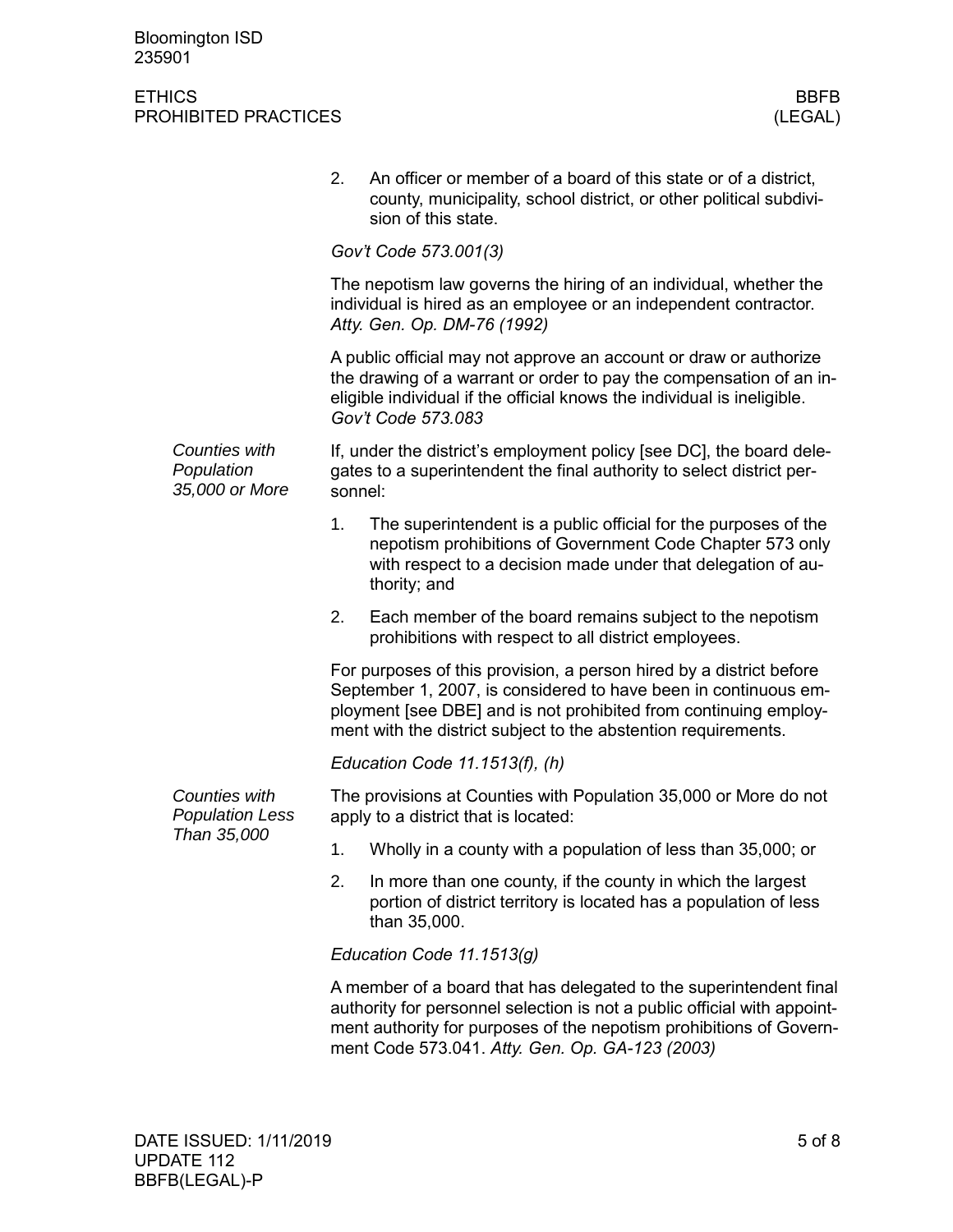2. An officer or member of a board of this state or of a district, county, municipality, school district, or other political subdivision of this state.

*Gov't Code 573.001(3)*

The nepotism law governs the hiring of an individual, whether the individual is hired as an employee or an independent contractor. *Atty. Gen. Op. DM-76 (1992)*

A public official may not approve an account or draw or authorize the drawing of a warrant or order to pay the compensation of an ineligible individual if the official knows the individual is ineligible. *Gov't Code 573.083*

### *Counties with Population 35,000 or More*

If, under the district's employment policy [see DC], the board delegates to a superintendent the final authority to select district personnel:

1. The superintendent is a public official for the purposes of the nepotism prohibitions of Government Code Chapter 573 only with respect to a decision made under that delegation of authority; and
2. Each member of the board remains subject to the nepotism prohibitions with respect to all district employees.

For purposes of this provision, a person hired by a district before September 1, 2007, is considered to have been in continuous employment [see DBE] and is not prohibited from continuing employment with the district subject to the abstention requirements.

*Education Code 11.1513(f), (h)*

### *Counties with Population Less Than 35,000*

The provisions at Counties with Population 35,000 or More do not apply to a district that is located:

1. Wholly in a county with a population of less than 35,000; or
2. In more than one county, if the county in which the largest portion of district territory is located has a population of less than 35,000.

*Education Code 11.1513(g)*

A member of a board that has delegated to the superintendent final authority for personnel selection is not a public official with appointment authority for purposes of the nepotism prohibitions of Government Code 573.041. *Atty. Gen. Op. GA-123 (2003)*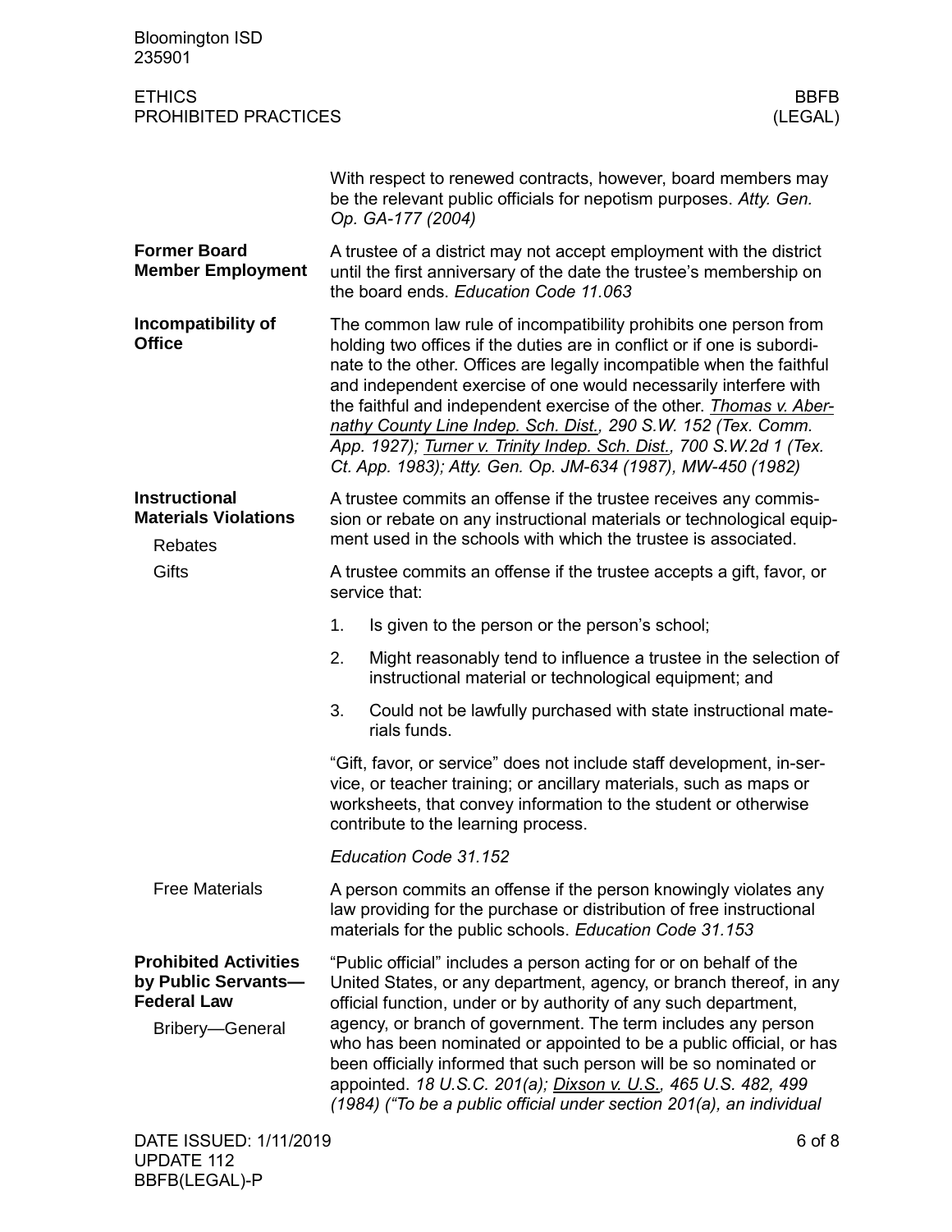With respect to renewed contracts, however, board members may be the relevant public officials for nepotism purposes. *Atty. Gen. Op. GA-177 (2004)*

## Former Board Member Employment

A trustee of a district may not accept employment with the district until the first anniversary of the date the trustee's membership on the board ends. *Education Code 11.063*

## Incompatibility of Office

The common law rule of incompatibility prohibits one person from holding two offices if the duties are in conflict or if one is subordinate to the other. Offices are legally incompatible when the faithful and independent exercise of one would necessarily interfere with the faithful and independent exercise of the other. *Thomas v. Abernathy County Line Indep. Sch. Dist., 290 S.W. 152 (Tex. Comm. App. 1927); Turner v. Trinity Indep. Sch. Dist., 700 S.W.2d 1 (Tex. Ct. App. 1983); Atty. Gen. Op. JM-634 (1987), MW-450 (1982)*

## Instructional Materials Violations

### Rebates

A trustee commits an offense if the trustee receives any commission or rebate on any instructional materials or technological equipment used in the schools with which the trustee is associated.

### Gifts

A trustee commits an offense if the trustee accepts a gift, favor, or service that:

1. Is given to the person or the person's school;
2. Might reasonably tend to influence a trustee in the selection of instructional material or technological equipment; and
3. Could not be lawfully purchased with state instructional materials funds.

"Gift, favor, or service" does not include staff development, in-service, or teacher training; or ancillary materials, such as maps or worksheets, that convey information to the student or otherwise contribute to the learning process.

*Education Code 31.152*

### Free Materials

A person commits an offense if the person knowingly violates any law providing for the purchase or distribution of free instructional materials for the public schools. *Education Code 31.153*

## Prohibited Activities by Public Servants—Federal Law

### Bribery—General

"Public official" includes a person acting for or on behalf of the United States, or any department, agency, or branch thereof, in any official function, under or by authority of any such department, agency, or branch of government. The term includes any person who has been nominated or appointed to be a public official, or has been officially informed that such person will be so nominated or appointed. *18 U.S.C. 201(a); Dixson v. U.S., 465 U.S. 482, 499 (1984) ("To be a public official under section 201(a), an individual*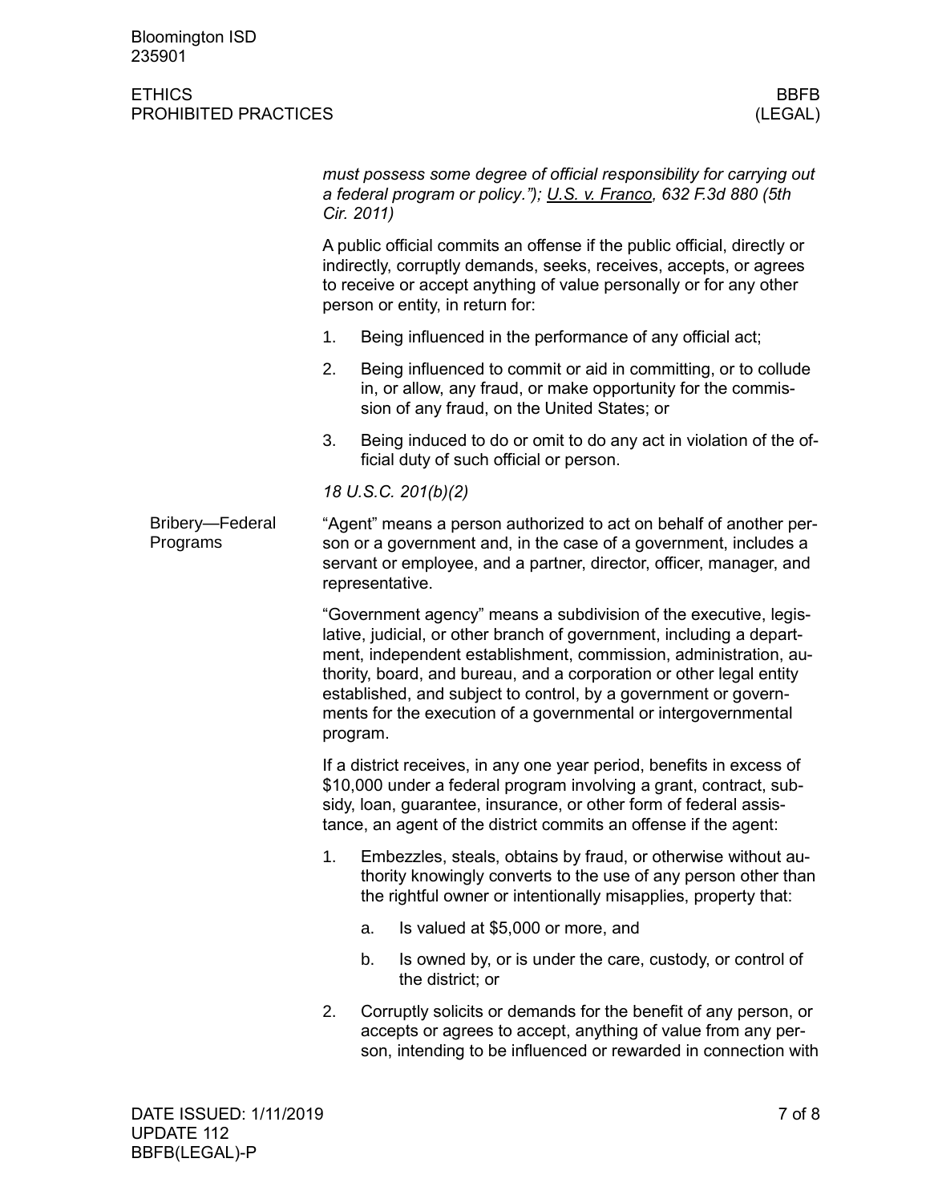*must possess some degree of official responsibility for carrying out a federal program or policy."); U.S. v. Franco, 632 F.3d 880 (5th Cir. 2011)*

A public official commits an offense if the public official, directly or indirectly, corruptly demands, seeks, receives, accepts, or agrees to receive or accept anything of value personally or for any other person or entity, in return for:

1. Being influenced in the performance of any official act;
2. Being influenced to commit or aid in committing, or to collude in, or allow, any fraud, or make opportunity for the commission of any fraud, on the United States; or
3. Being induced to do or omit to do any act in violation of the official duty of such official or person.

*18 U.S.C. 201(b)(2)*

## Bribery—Federal Programs

"Agent" means a person authorized to act on behalf of another person or a government and, in the case of a government, includes a servant or employee, and a partner, director, officer, manager, and representative.

"Government agency" means a subdivision of the executive, legislative, judicial, or other branch of government, including a department, independent establishment, commission, administration, authority, board, and bureau, and a corporation or other legal entity established, and subject to control, by a government or governments for the execution of a governmental or intergovernmental program.

If a district receives, in any one year period, benefits in excess of $10,000 under a federal program involving a grant, contract, subsidy, loan, guarantee, insurance, or other form of federal assistance, an agent of the district commits an offense if the agent:

1. Embezzles, steals, obtains by fraud, or otherwise without authority knowingly converts to the use of any person other than the rightful owner or intentionally misapplies, property that:
   a. Is valued at $5,000 or more, and
   b. Is owned by, or is under the care, custody, or control of the district; or
2. Corruptly solicits or demands for the benefit of any person, or accepts or agrees to accept, anything of value from any person, intending to be influenced or rewarded in connection with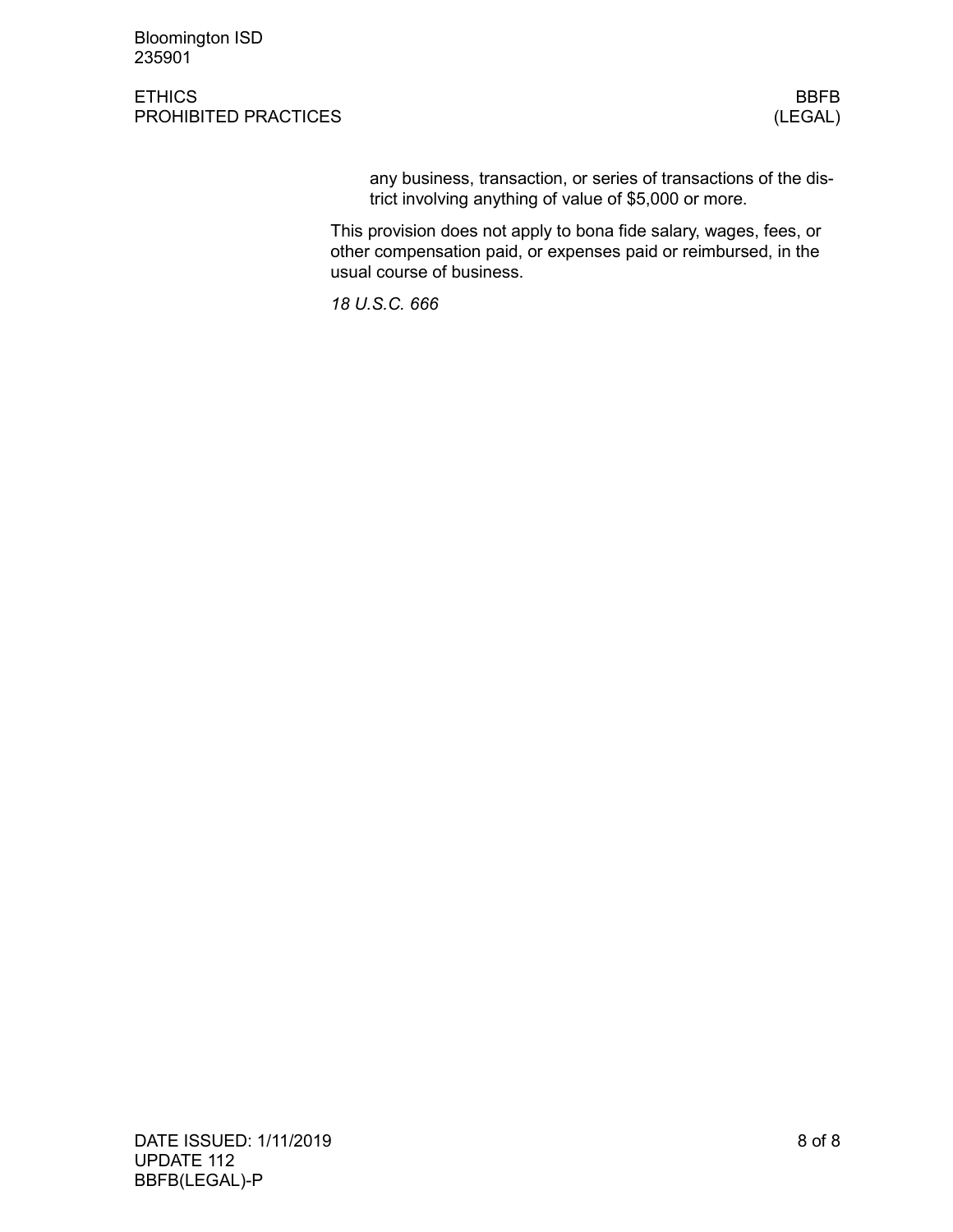any business, transaction, or series of transactions of the district involving anything of value of $5,000 or more.

This provision does not apply to bona fide salary, wages, fees, or other compensation paid, or expenses paid or reimbursed, in the usual course of business.

*18 U.S.C. 666*